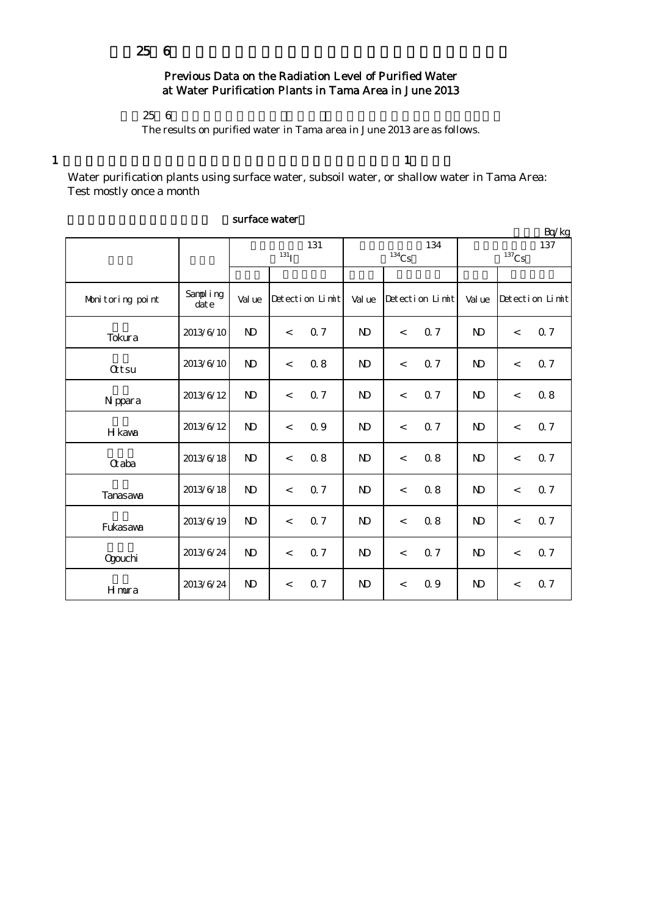# 平成25年6月　多摩地区浄水所の浄水（水道水）の放射能測定結果（過去データ）

## Previous Data on the Radiation Level of Purified Water at Water Purification Plants in Tama Area in June 2013

平成25年6月の多摩地区浄水所の浄水（水道水）の放射能測定結果は以下のとおりです。

The results on purified water in Tama area in June 2013 are as follows.

1 表流水・伏流水・浅井戸を水源とする多摩地区の浄水所：原則月1回測定

Water purification plants using surface water, subsoil water, or shallow water in Tama Area: Test mostly once a month

表流水を水源とする浄水所（surface water）

単位：Bq/kg

| 浄水所 | 採水日 | 放射性ヨウ素131 ($^{131}I$) | | | 放射性セシウム134 ($^{134}Cs$) | | | 放射性セシウム137 ($^{137}Cs$) | | |
|---|---|---|---|---|---|---|---|---|---|---|
| | | 測定値 | 検出限界値 | | 測定値 | 検出限界値 | | 測定値 | 検出限界値 | |
| Monitoring point | Sampling date | Value | Detection Limit | | Value | Detection Limit | | Value | Detection Limit | |
| 戸倉 Tokura | 2013/6/10 | ND | < | 0.7 | ND | < | 0.7 | ND | < | 0.7 |
| 乙津 Ottsu | 2013/6/10 | ND | < | 0.8 | ND | < | 0.7 | ND | < | 0.7 |
| 日原 Nippara | 2013/6/12 | ND | < | 0.7 | ND | < | 0.7 | ND | < | 0.8 |
| 氷川 Hikawa | 2013/6/12 | ND | < | 0.9 | ND | < | 0.7 | ND | < | 0.7 |
| 小丹波 Otaba | 2013/6/18 | ND | < | 0.8 | ND | < | 0.8 | ND | < | 0.7 |
| 棚沢 Tanasawa | 2013/6/18 | ND | < | 0.7 | ND | < | 0.8 | ND | < | 0.7 |
| 深沢 Fukasawa | 2013/6/19 | ND | < | 0.7 | ND | < | 0.8 | ND | < | 0.7 |
| 小河内 Ogouchi | 2013/6/24 | ND | < | 0.7 | ND | < | 0.7 | ND | < | 0.7 |
| 氷川 Himura | 2013/6/24 | ND | < | 0.7 | ND | < | 0.9 | ND | < | 0.7 |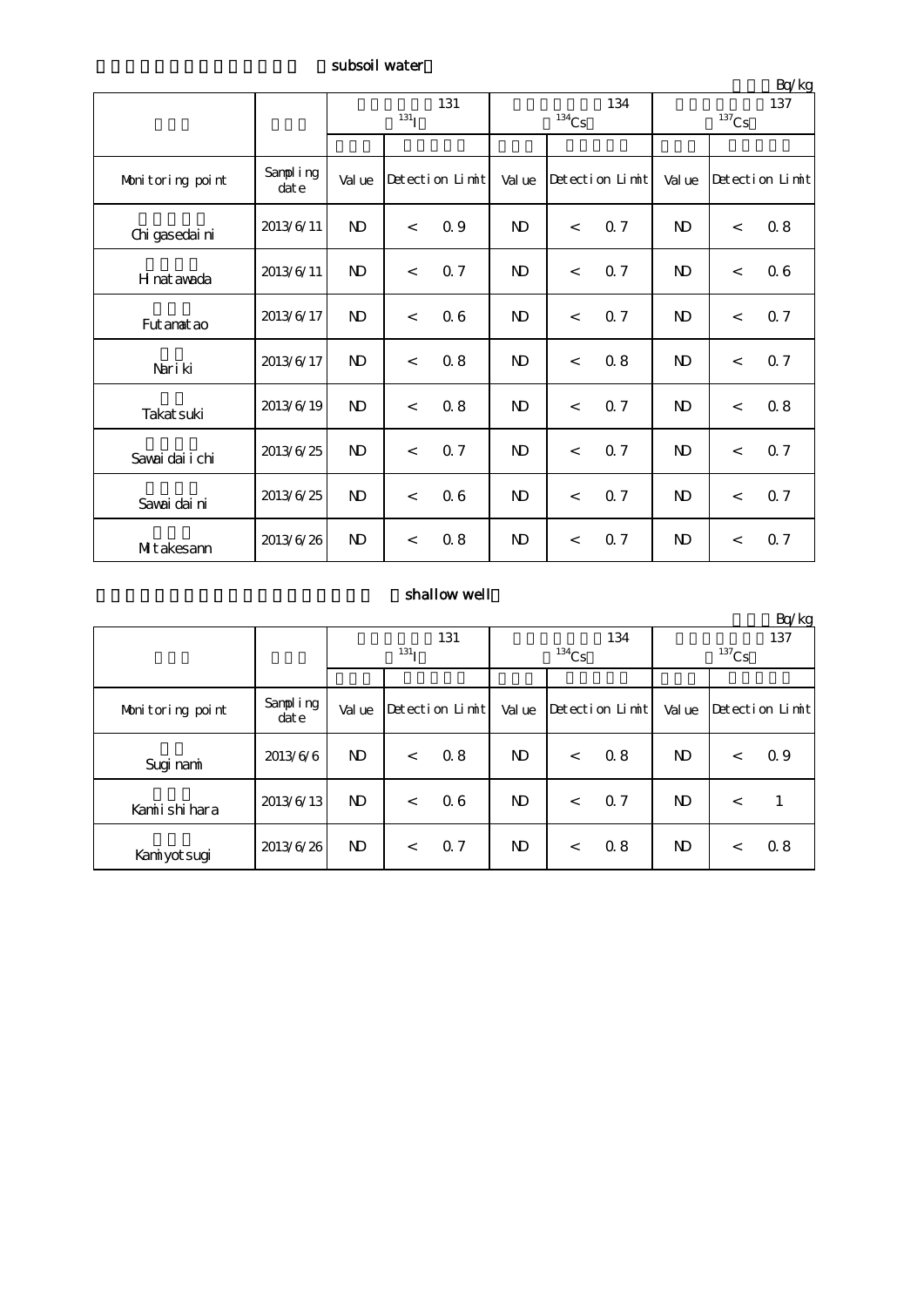subsoil water

Bq/kg

| | | 131 $^{131}I$ | | 134 $^{134}Cs$ | | 137 $^{137}Cs$ | |
|---|---|---|---|---|---|---|---|
| Monitoring point | Sampling date | Value | Detection Limit | Value | Detection Limit | Value | Detection Limit |
| Chigasedaini | 2013/6/11 | ND | < 0.9 | ND | < 0.7 | ND | < 0.8 |
| Hinatawada | 2013/6/11 | ND | < 0.7 | ND | < 0.7 | ND | < 0.6 |
| Futamatao | 2013/6/17 | ND | < 0.6 | ND | < 0.7 | ND | < 0.7 |
| Nariki | 2013/6/17 | ND | < 0.8 | ND | < 0.8 | ND | < 0.7 |
| Takatsuki | 2013/6/19 | ND | < 0.8 | ND | < 0.7 | ND | < 0.8 |
| Sawaidaiichi | 2013/6/25 | ND | < 0.7 | ND | < 0.7 | ND | < 0.7 |
| Sawaidaini | 2013/6/25 | ND | < 0.6 | ND | < 0.7 | ND | < 0.7 |
| Mitakesann | 2013/6/26 | ND | < 0.8 | ND | < 0.7 | ND | < 0.7 |

shallow well

Bq/kg

| | | 131 $^{131}I$ | | 134 $^{134}Cs$ | | 137 $^{137}Cs$ | |
|---|---|---|---|---|---|---|---|
| Monitoring point | Sampling date | Value | Detection Limit | Value | Detection Limit | Value | Detection Limit |
| Suginami | 2013/6/6 | ND | < 0.8 | ND | < 0.8 | ND | < 0.9 |
| Kamiishihara | 2013/6/13 | ND | < 0.6 | ND | < 0.7 | ND | < 1 |
| Kamiyotsugi | 2013/6/26 | ND | < 0.7 | ND | < 0.8 | ND | < 0.8 |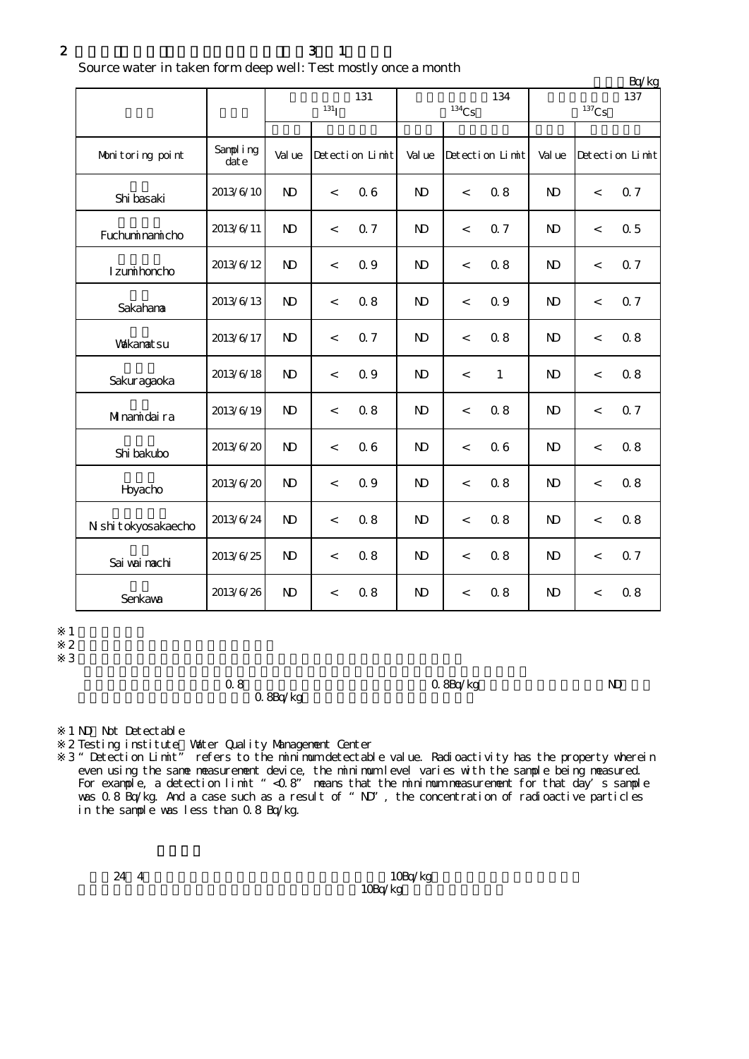2 3 1

Source water in taken form deep well: Test mostly once a month

Bq/kg

| | | 131 ($^{131}$I) | | | 134 ($^{134}$Cs) | | | 137 ($^{137}$Cs) | | |
|---|---|---|---|---|---|---|---|---|---|---|
| Monitoring point | Sampling date | Value | Detection Limit | | Value | Detection Limit | | Value | Detection Limit | |
| Shibasaki | 2013/6/10 | ND | < | 0.6 | ND | < | 0.8 | ND | < | 0.7 |
| Fuchuminamicho | 2013/6/11 | ND | < | 0.7 | ND | < | 0.7 | ND | < | 0.5 |
| Izumihoncho | 2013/6/12 | ND | < | 0.9 | ND | < | 0.8 | ND | < | 0.7 |
| Sakahama | 2013/6/13 | ND | < | 0.8 | ND | < | 0.9 | ND | < | 0.7 |
| Wakamatsu | 2013/6/17 | ND | < | 0.7 | ND | < | 0.8 | ND | < | 0.8 |
| Sakuragaoka | 2013/6/18 | ND | < | 0.9 | ND | < | 1 | ND | < | 0.8 |
| Minamidaira | 2013/6/19 | ND | < | 0.8 | ND | < | 0.8 | ND | < | 0.7 |
| Shibakubo | 2013/6/20 | ND | < | 0.6 | ND | < | 0.6 | ND | < | 0.8 |
| Hoyacho | 2013/6/20 | ND | < | 0.9 | ND | < | 0.8 | ND | < | 0.8 |
| Nishitokyosakaecho | 2013/6/24 | ND | < | 0.8 | ND | < | 0.8 | ND | < | 0.8 |
| Saiwaimachi | 2013/6/25 | ND | < | 0.8 | ND | < | 0.8 | ND | < | 0.7 |
| Senkawa | 2013/6/26 | ND | < | 0.8 | ND | < | 0.8 | ND | < | 0.8 |

※1

※2

※3

0.8 0.8Bq/kg ND

0.8Bq/kg

※1 ND: Not Detectable

※2 Testing institute: Water Quality Management Center

※3 "Detection Limit" refers to the minimum detectable value. Radioactivity has the property wherein even using the same measurement device, the minimum level varies with the sample being measured. For example, a detection limit "<0.8" means that the minimum measurement for that day's sample was 0.8 Bq/kg. And a case such as a result of "ND", the concentration of radioactive particles in the sample was less than 0.8 Bq/kg.

24 4 10Bq/kg

10Bq/kg